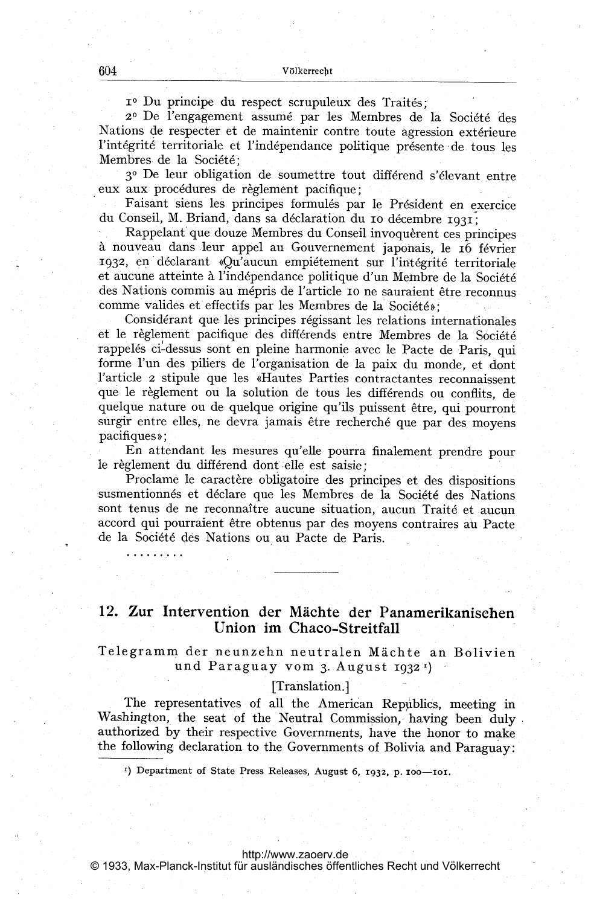1° Du principe du respect scrupuleux des Traités;

2° De l'engagement assumé par les Membres de la Société des Nations de respecter et de maintenir contre toute agression extérieure l'intégrité territoriale et l'indépendance politique présente de tous les Membres de la Société;

3° De leur obligation de soumettre tout différend s'élevant entre eux aux procédures de règlement pacifique;

Faisant siens les principes formulés par le Président en exercice du Conseil, M. Briand, dans sa déclaration du 10 décembre 1931;

Rappelant que douze Membres du Conseil invoquèrent ces principes à nouveau dans leur appel au Gouvernement japonais, le 16 février 1932, en déclarant «Qu'aucun empiétement sur l'intégrité territoriale et aucune atteinte à l'indépendance politique d'un Membre de la Société des Nations commis au mépris de l'article 10 ne sauraient être reconnus comme valides et effectifs par les Membres de la Société»;

Considérant que les principes régissant les relations internationales et le règlement pacifique des différends entre Membres de la Société rappelés ci-dessus sont en pleine harmonie avec le Pacte de Paris, qui forme l'un des piliers de l'organisation de la paix du monde, et dont l'article 2 stipule que les «Hautes Parties contractantes reconnaissent que le règlement ou la solution de tous les différends ou conflits, de quelque nature ou de quelque origine qu'ils puissent être, qui pourront surgir entre elles, ne devra jamais être recherché que par des moyens pacifiques»;

En attendant les mesures qu'elle pourra finalement prendre pour le règlement du différend dont elle est saisie;

Proclame le caractère obligatoire des principes et des dispositions susmentionnés et déclare que les Membres de la Société des Nations sont tenus de ne reconnaître aucune situation, aucun Traité et aucun accord qui pourraient être obtenus par des moyens contraires au Pacte de la Société des Nations ou au Pacte de Paris.

.........

---

## 12. Zur Intervention der Mächte der Panamerikanischen Union im Chaco-Streitfall

Telegramm der neunzehn neutralen Mächte an Bolivien und Paraguay vom 3. August 1932[1])

[Translation.]

The representatives of all the American Republics, meeting in Washington, the seat of the Neutral Commission, having been duly authorized by their respective Governments, have the honor to make the following declaration to the Governments of Bolivia and Paraguay:

[1]) Department of State Press Releases, August 6, 1932, p. 100—101.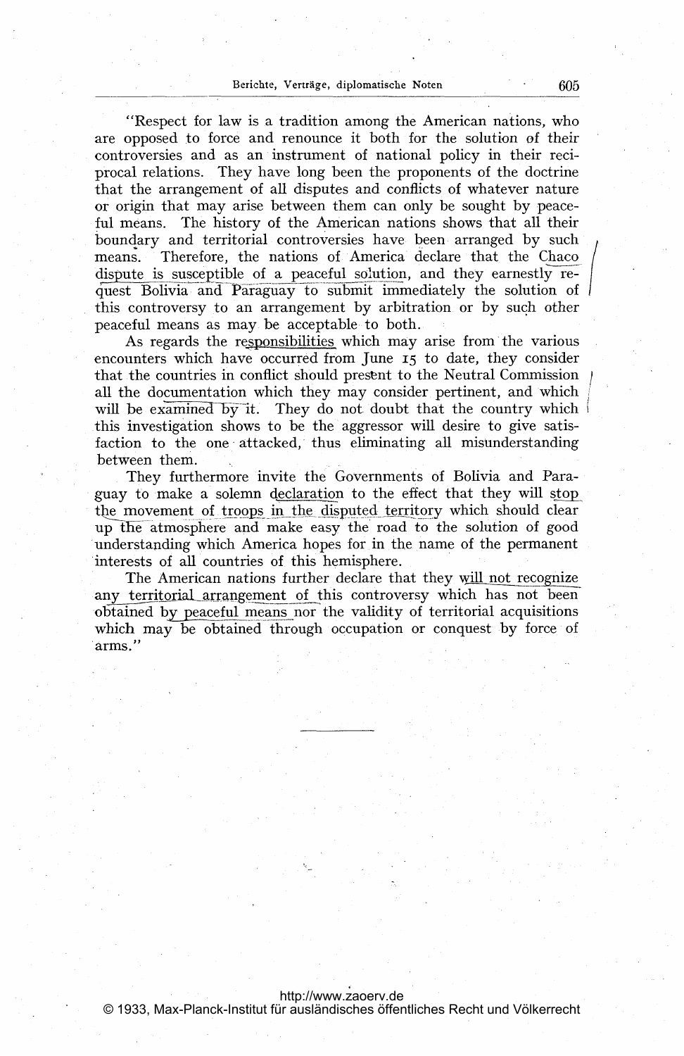"Respect for law is a tradition among the American nations, who are opposed to force and renounce it both for the solution of their controversies and as an instrument of national policy in their reciprocal relations. They have long been the proponents of the doctrine that the arrangement of all disputes and conflicts of whatever nature or origin that may arise between them can only be sought by peaceful means. The history of the American nations shows that all their boundary and territorial controversies have been arranged by such means. Therefore, the nations of America declare that the Chaco dispute is susceptible of a peaceful solution, and they earnestly request Bolivia and Paraguay to submit immediately the solution of this controversy to an arrangement by arbitration or by such other peaceful means as may be acceptable to both.

As regards the responsibilities which may arise from the various encounters which have occurred from June 15 to date, they consider that the countries in conflict should present to the Neutral Commission all the documentation which they may consider pertinent, and which will be examined by it. They do not doubt that the country which this investigation shows to be the aggressor will desire to give satisfaction to the one attacked, thus eliminating all misunderstanding between them.

They furthermore invite the Governments of Bolivia and Paraguay to make a solemn declaration to the effect that they will stop the movement of troops in the disputed territory which should clear up the atmosphere and make easy the road to the solution of good understanding which America hopes for in the name of the permanent interests of all countries of this hemisphere.

The American nations further declare that they will not recognize any territorial arrangement of this controversy which has not been obtained by peaceful means nor the validity of territorial acquisitions which may be obtained through occupation or conquest by force of arms."